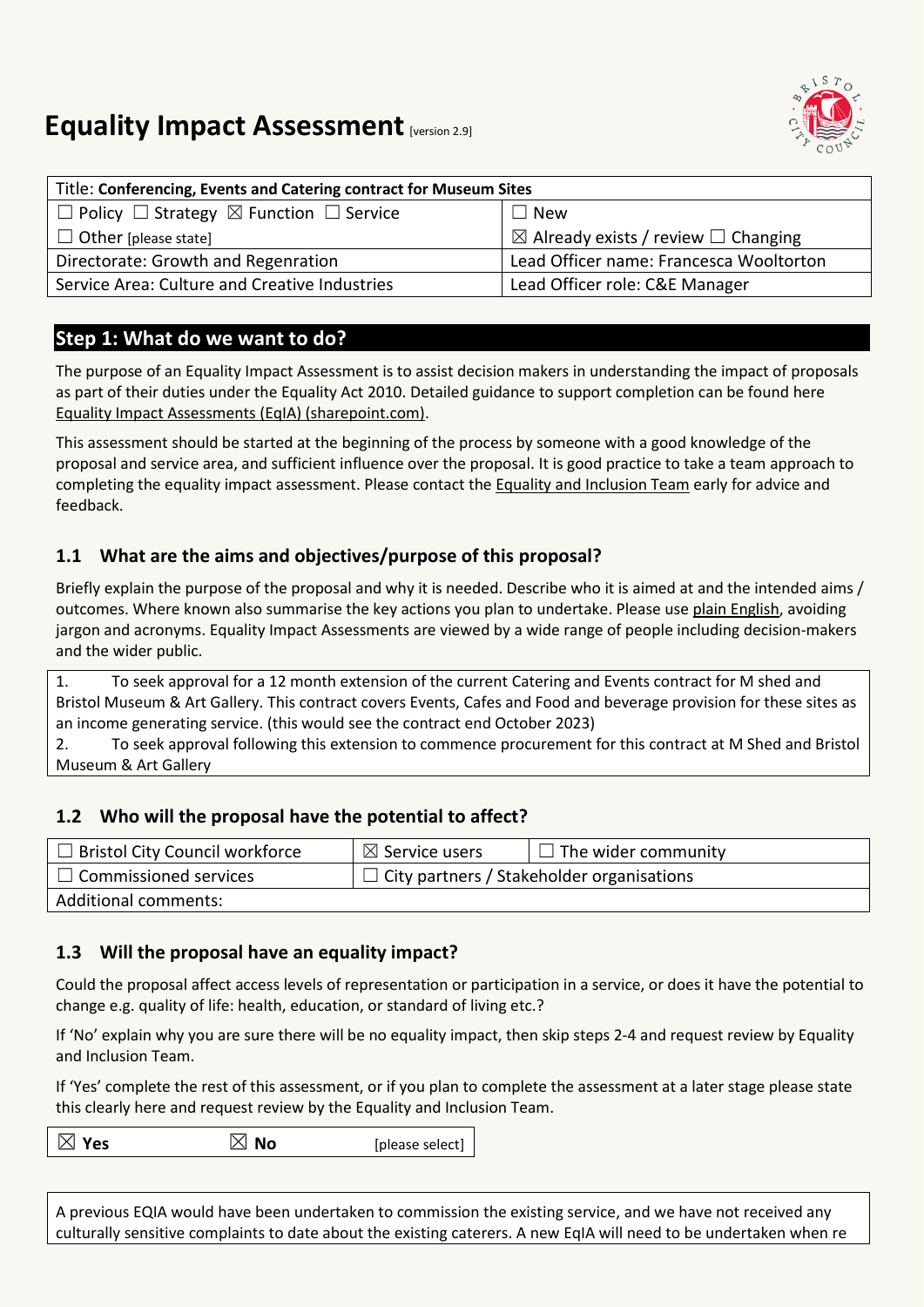# Equality Impact Assessment [version 2.9]

| Title: **Conferencing, Events and Catering contract for Museum Sites** | |
|---|---|
| ☐ Policy ☐ Strategy ☒ Function ☐ Service | ☐ New |
| ☐ Other [please state] | ☒ Already exists / review ☐ Changing |
| Directorate: Growth and Regenration | Lead Officer name: Francesca Wooltorton |
| Service Area: Culture and Creative Industries | Lead Officer role: C&E Manager |

## Step 1: What do we want to do?

The purpose of an Equality Impact Assessment is to assist decision makers in understanding the impact of proposals as part of their duties under the Equality Act 2010. Detailed guidance to support completion can be found here Equality Impact Assessments (EqIA) (sharepoint.com).

This assessment should be started at the beginning of the process by someone with a good knowledge of the proposal and service area, and sufficient influence over the proposal. It is good practice to take a team approach to completing the equality impact assessment. Please contact the Equality and Inclusion Team early for advice and feedback.

### 1.1 What are the aims and objectives/purpose of this proposal?

Briefly explain the purpose of the proposal and why it is needed. Describe who it is aimed at and the intended aims / outcomes. Where known also summarise the key actions you plan to undertake. Please use plain English, avoiding jargon and acronyms. Equality Impact Assessments are viewed by a wide range of people including decision-makers and the wider public.

1. To seek approval for a 12 month extension of the current Catering and Events contract for M shed and Bristol Museum & Art Gallery. This contract covers Events, Cafes and Food and beverage provision for these sites as an income generating service. (this would see the contract end October 2023)
2. To seek approval following this extension to commence procurement for this contract at M Shed and Bristol Museum & Art Gallery

### 1.2 Who will the proposal have the potential to affect?

| | | |
|---|---|---|
| ☐ Bristol City Council workforce | ☒ Service users | ☐ The wider community |
| ☐ Commissioned services | ☐ City partners / Stakeholder organisations | |
| Additional comments: | | |

### 1.3 Will the proposal have an equality impact?

Could the proposal affect access levels of representation or participation in a service, or does it have the potential to change e.g. quality of life: health, education, or standard of living etc.?

If 'No' explain why you are sure there will be no equality impact, then skip steps 2-4 and request review by Equality and Inclusion Team.

If 'Yes' complete the rest of this assessment, or if you plan to complete the assessment at a later stage please state this clearly here and request review by the Equality and Inclusion Team.

| | | |
|---|---|---|
| ☒ **Yes** | ☒ **No** | [please select] |

A previous EQIA would have been undertaken to commission the existing service, and we have not received any culturally sensitive complaints to date about the existing caterers. A new EqIA will need to be undertaken when re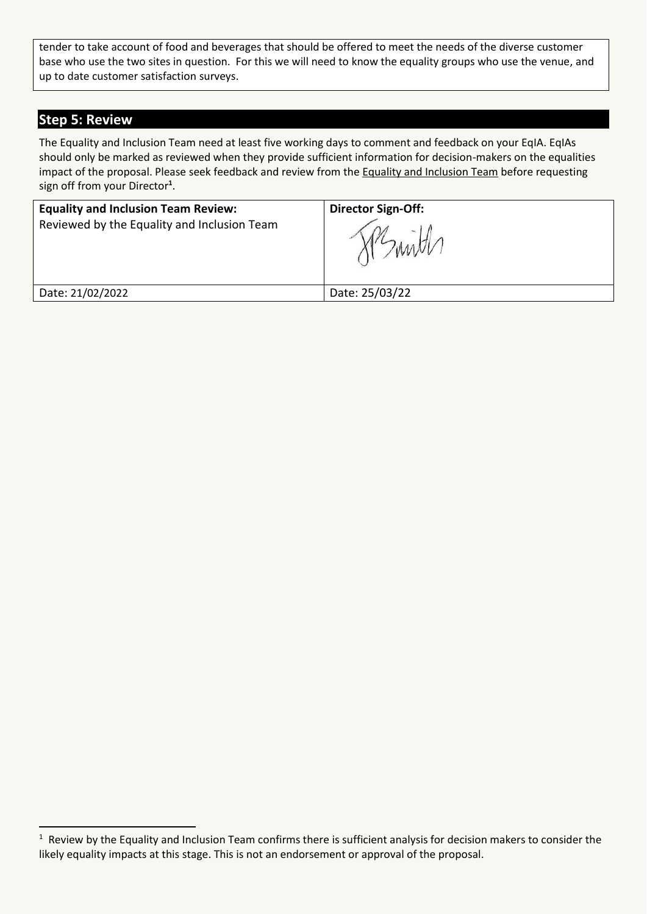tender to take account of food and beverages that should be offered to meet the needs of the diverse customer base who use the two sites in question. For this we will need to know the equality groups who use the venue, and up to date customer satisfaction surveys.

## Step 5: Review

The Equality and Inclusion Team need at least five working days to comment and feedback on your EqIA. EqIAs should only be marked as reviewed when they provide sufficient information for decision-makers on the equalities impact of the proposal. Please seek feedback and review from the Equality and Inclusion Team before requesting sign off from your Director[1].

| | |
|---|---|
| **Equality and Inclusion Team Review:** Reviewed by the Equality and Inclusion Team | **Director Sign-Off:** JPSmith |
| Date: 21/02/2022 | Date: 25/03/22 |

[1] Review by the Equality and Inclusion Team confirms there is sufficient analysis for decision makers to consider the likely equality impacts at this stage. This is not an endorsement or approval of the proposal.